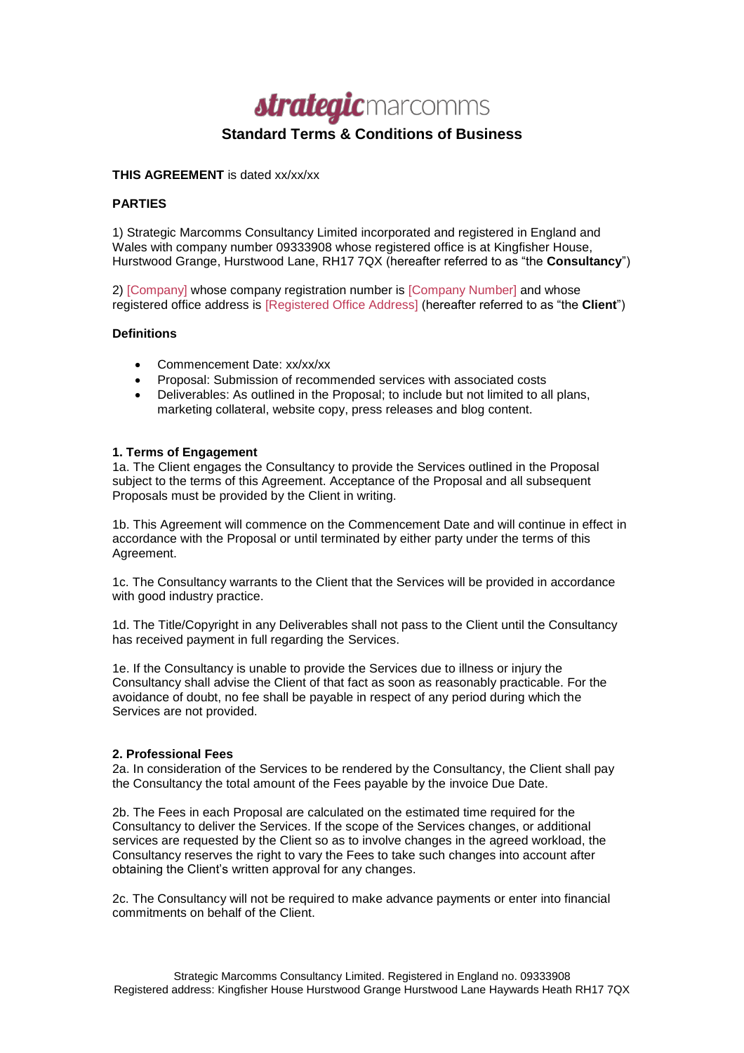strategicmarcomms

# Standard Terms & Conditions of Business

**THIS AGREEMENT** is dated xx/xx/xx

**PARTIES**

1) Strategic Marcomms Consultancy Limited incorporated and registered in England and Wales with company number 09333908 whose registered office is at Kingfisher House, Hurstwood Grange, Hurstwood Lane, RH17 7QX (hereafter referred to as "the **Consultancy**")

2) [Company] whose company registration number is [Company Number] and whose registered office address is [Registered Office Address] (hereafter referred to as "the **Client**")

**Definitions**

- Commencement Date: xx/xx/xx
- Proposal: Submission of recommended services with associated costs
- Deliverables: As outlined in the Proposal; to include but not limited to all plans, marketing collateral, website copy, press releases and blog content.

**1. Terms of Engagement**

1a. The Client engages the Consultancy to provide the Services outlined in the Proposal subject to the terms of this Agreement. Acceptance of the Proposal and all subsequent Proposals must be provided by the Client in writing.

1b. This Agreement will commence on the Commencement Date and will continue in effect in accordance with the Proposal or until terminated by either party under the terms of this Agreement.

1c. The Consultancy warrants to the Client that the Services will be provided in accordance with good industry practice.

1d. The Title/Copyright in any Deliverables shall not pass to the Client until the Consultancy has received payment in full regarding the Services.

1e. If the Consultancy is unable to provide the Services due to illness or injury the Consultancy shall advise the Client of that fact as soon as reasonably practicable. For the avoidance of doubt, no fee shall be payable in respect of any period during which the Services are not provided.

**2. Professional Fees**

2a. In consideration of the Services to be rendered by the Consultancy, the Client shall pay the Consultancy the total amount of the Fees payable by the invoice Due Date.

2b. The Fees in each Proposal are calculated on the estimated time required for the Consultancy to deliver the Services. If the scope of the Services changes, or additional services are requested by the Client so as to involve changes in the agreed workload, the Consultancy reserves the right to vary the Fees to take such changes into account after obtaining the Client's written approval for any changes.

2c. The Consultancy will not be required to make advance payments or enter into financial commitments on behalf of the Client.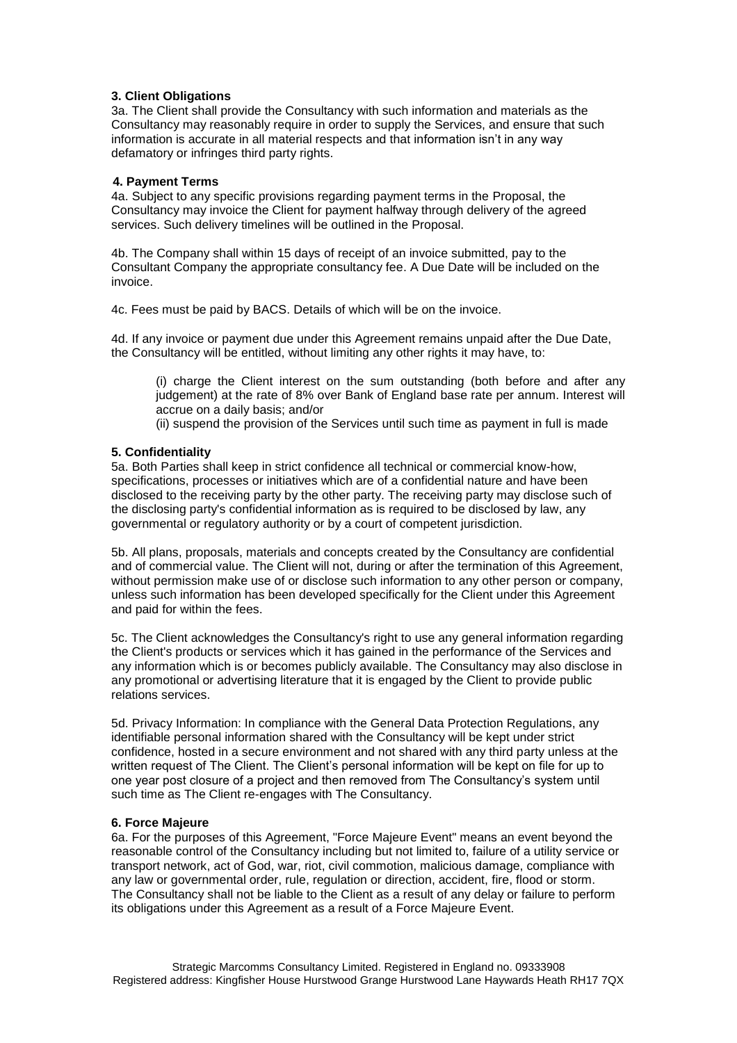### 3. Client Obligations

3a. The Client shall provide the Consultancy with such information and materials as the Consultancy may reasonably require in order to supply the Services, and ensure that such information is accurate in all material respects and that information isn't in any way defamatory or infringes third party rights.

### 4. Payment Terms

4a. Subject to any specific provisions regarding payment terms in the Proposal, the Consultancy may invoice the Client for payment halfway through delivery of the agreed services. Such delivery timelines will be outlined in the Proposal.

4b. The Company shall within 15 days of receipt of an invoice submitted, pay to the Consultant Company the appropriate consultancy fee. A Due Date will be included on the invoice.

4c. Fees must be paid by BACS. Details of which will be on the invoice.

4d. If any invoice or payment due under this Agreement remains unpaid after the Due Date, the Consultancy will be entitled, without limiting any other rights it may have, to:

> (i) charge the Client interest on the sum outstanding (both before and after any judgement) at the rate of 8% over Bank of England base rate per annum. Interest will accrue on a daily basis; and/or
>
> (ii) suspend the provision of the Services until such time as payment in full is made

### 5. Confidentiality

5a. Both Parties shall keep in strict confidence all technical or commercial know-how, specifications, processes or initiatives which are of a confidential nature and have been disclosed to the receiving party by the other party. The receiving party may disclose such of the disclosing party's confidential information as is required to be disclosed by law, any governmental or regulatory authority or by a court of competent jurisdiction.

5b. All plans, proposals, materials and concepts created by the Consultancy are confidential and of commercial value. The Client will not, during or after the termination of this Agreement, without permission make use of or disclose such information to any other person or company, unless such information has been developed specifically for the Client under this Agreement and paid for within the fees.

5c. The Client acknowledges the Consultancy's right to use any general information regarding the Client's products or services which it has gained in the performance of the Services and any information which is or becomes publicly available. The Consultancy may also disclose in any promotional or advertising literature that it is engaged by the Client to provide public relations services.

5d. Privacy Information: In compliance with the General Data Protection Regulations, any identifiable personal information shared with the Consultancy will be kept under strict confidence, hosted in a secure environment and not shared with any third party unless at the written request of The Client. The Client's personal information will be kept on file for up to one year post closure of a project and then removed from The Consultancy's system until such time as The Client re-engages with The Consultancy.

### 6. Force Majeure

6a. For the purposes of this Agreement, "Force Majeure Event" means an event beyond the reasonable control of the Consultancy including but not limited to, failure of a utility service or transport network, act of God, war, riot, civil commotion, malicious damage, compliance with any law or governmental order, rule, regulation or direction, accident, fire, flood or storm. The Consultancy shall not be liable to the Client as a result of any delay or failure to perform its obligations under this Agreement as a result of a Force Majeure Event.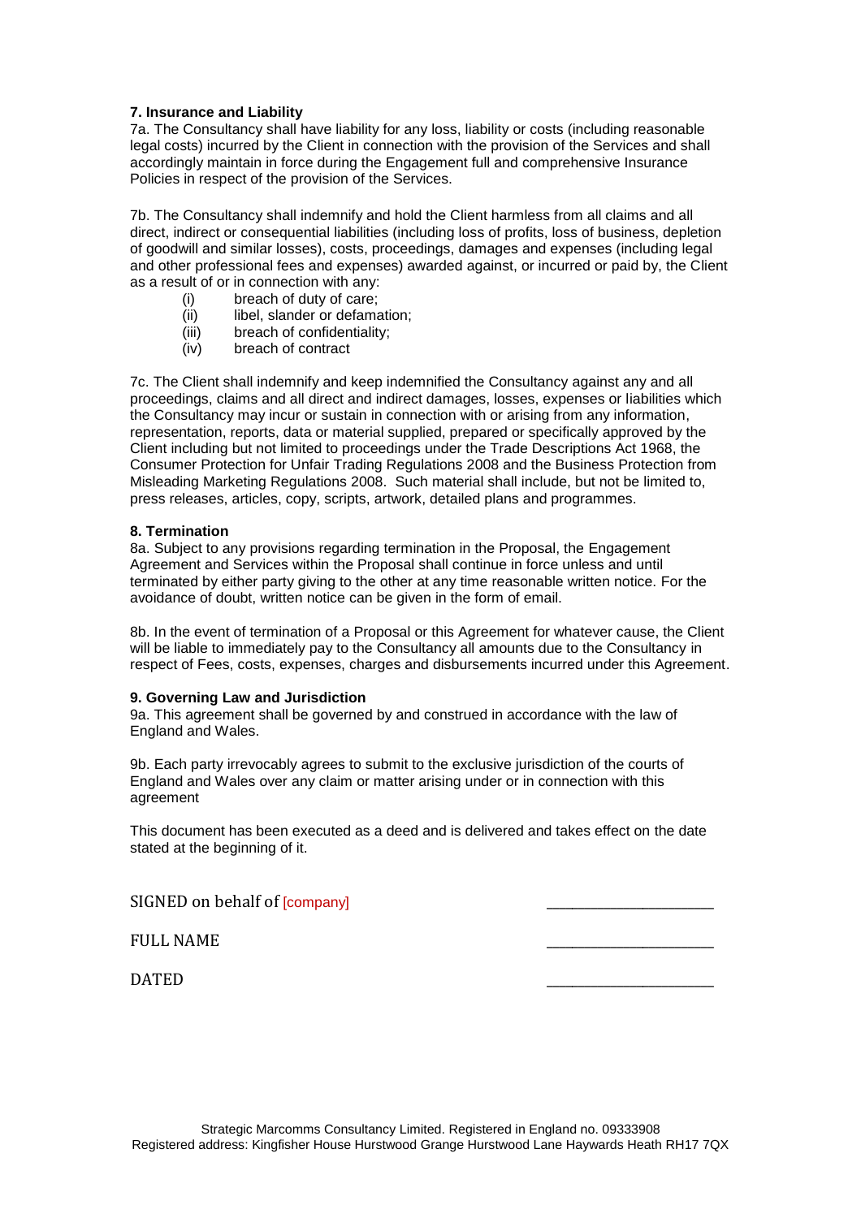**7. Insurance and Liability**

7a. The Consultancy shall have liability for any loss, liability or costs (including reasonable legal costs) incurred by the Client in connection with the provision of the Services and shall accordingly maintain in force during the Engagement full and comprehensive Insurance Policies in respect of the provision of the Services.

7b. The Consultancy shall indemnify and hold the Client harmless from all claims and all direct, indirect or consequential liabilities (including loss of profits, loss of business, depletion of goodwill and similar losses), costs, proceedings, damages and expenses (including legal and other professional fees and expenses) awarded against, or incurred or paid by, the Client as a result of or in connection with any:

(i) breach of duty of care;
(ii) libel, slander or defamation;
(iii) breach of confidentiality;
(iv) breach of contract

7c. The Client shall indemnify and keep indemnified the Consultancy against any and all proceedings, claims and all direct and indirect damages, losses, expenses or liabilities which the Consultancy may incur or sustain in connection with or arising from any information, representation, reports, data or material supplied, prepared or specifically approved by the Client including but not limited to proceedings under the Trade Descriptions Act 1968, the Consumer Protection for Unfair Trading Regulations 2008 and the Business Protection from Misleading Marketing Regulations 2008. Such material shall include, but not be limited to, press releases, articles, copy, scripts, artwork, detailed plans and programmes.

**8. Termination**

8a. Subject to any provisions regarding termination in the Proposal, the Engagement Agreement and Services within the Proposal shall continue in force unless and until terminated by either party giving to the other at any time reasonable written notice. For the avoidance of doubt, written notice can be given in the form of email.

8b. In the event of termination of a Proposal or this Agreement for whatever cause, the Client will be liable to immediately pay to the Consultancy all amounts due to the Consultancy in respect of Fees, costs, expenses, charges and disbursements incurred under this Agreement.

**9. Governing Law and Jurisdiction**

9a. This agreement shall be governed by and construed in accordance with the law of England and Wales.

9b. Each party irrevocably agrees to submit to the exclusive jurisdiction of the courts of England and Wales over any claim or matter arising under or in connection with this agreement

This document has been executed as a deed and is delivered and takes effect on the date stated at the beginning of it.

SIGNED on behalf of [company] ______________________

FULL NAME ______________________

DATED ______________________

Strategic Marcomms Consultancy Limited. Registered in England no. 09333908
Registered address: Kingfisher House Hurstwood Grange Hurstwood Lane Haywards Heath RH17 7QX